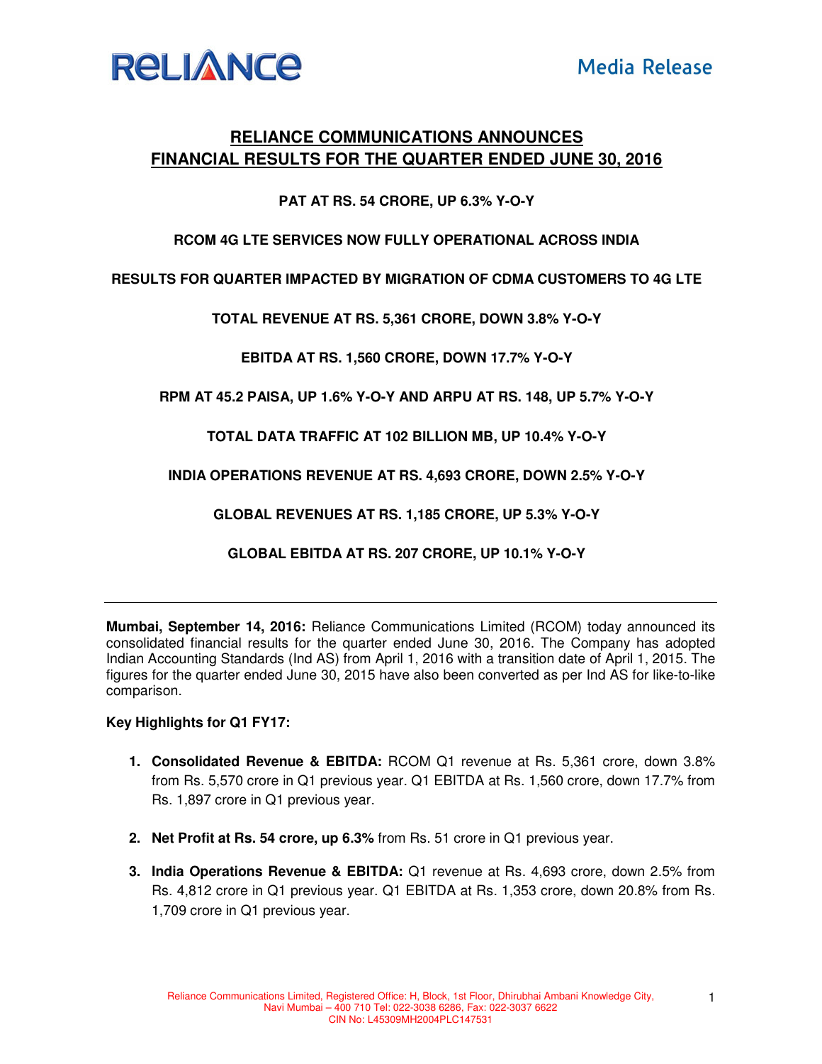Media Release

# RELIANCE COMMUNICATIONS ANNOUNCES FINANCIAL RESULTS FOR THE QUARTER ENDED JUNE 30, 2016

**PAT AT RS. 54 CRORE, UP 6.3% Y-O-Y**

**RCOM 4G LTE SERVICES NOW FULLY OPERATIONAL ACROSS INDIA**

**RESULTS FOR QUARTER IMPACTED BY MIGRATION OF CDMA CUSTOMERS TO 4G LTE**

**TOTAL REVENUE AT RS. 5,361 CRORE, DOWN 3.8% Y-O-Y**

**EBITDA AT RS. 1,560 CRORE, DOWN 17.7% Y-O-Y**

**RPM AT 45.2 PAISA, UP 1.6% Y-O-Y AND ARPU AT RS. 148, UP 5.7% Y-O-Y**

**TOTAL DATA TRAFFIC AT 102 BILLION MB, UP 10.4% Y-O-Y**

**INDIA OPERATIONS REVENUE AT RS. 4,693 CRORE, DOWN 2.5% Y-O-Y**

**GLOBAL REVENUES AT RS. 1,185 CRORE, UP 5.3% Y-O-Y**

**GLOBAL EBITDA AT RS. 207 CRORE, UP 10.1% Y-O-Y**

---

**Mumbai, September 14, 2016:** Reliance Communications Limited (RCOM) today announced its consolidated financial results for the quarter ended June 30, 2016. The Company has adopted Indian Accounting Standards (Ind AS) from April 1, 2016 with a transition date of April 1, 2015. The figures for the quarter ended June 30, 2015 have also been converted as per Ind AS for like-to-like comparison.

**Key Highlights for Q1 FY17:**

1. **Consolidated Revenue & EBITDA:** RCOM Q1 revenue at Rs. 5,361 crore, down 3.8% from Rs. 5,570 crore in Q1 previous year. Q1 EBITDA at Rs. 1,560 crore, down 17.7% from Rs. 1,897 crore in Q1 previous year.

2. **Net Profit at Rs. 54 crore, up 6.3%** from Rs. 51 crore in Q1 previous year.

3. **India Operations Revenue & EBITDA:** Q1 revenue at Rs. 4,693 crore, down 2.5% from Rs. 4,812 crore in Q1 previous year. Q1 EBITDA at Rs. 1,353 crore, down 20.8% from Rs. 1,709 crore in Q1 previous year.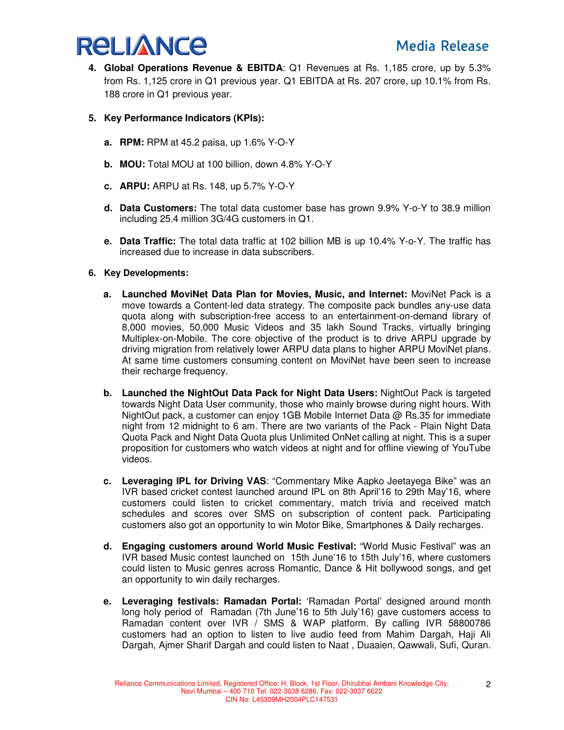4. **Global Operations Revenue & EBITDA**: Q1 Revenues at Rs. 1,185 crore, up by 5.3% from Rs. 1,125 crore in Q1 previous year. Q1 EBITDA at Rs. 207 crore, up 10.1% from Rs. 188 crore in Q1 previous year.

5. **Key Performance Indicators (KPIs):**

   a. **RPM:** RPM at 45.2 paisa, up 1.6% Y-O-Y

   b. **MOU:** Total MOU at 100 billion, down 4.8% Y-O-Y

   c. **ARPU:** ARPU at Rs. 148, up 5.7% Y-O-Y

   d. **Data Customers:** The total data customer base has grown 9.9% Y-o-Y to 38.9 million including 25.4 million 3G/4G customers in Q1.

   e. **Data Traffic:** The total data traffic at 102 billion MB is up 10.4% Y-o-Y. The traffic has increased due to increase in data subscribers.

6. **Key Developments:**

   a. **Launched MoviNet Data Plan for Movies, Music, and Internet:** MoviNet Pack is a move towards a Content-led data strategy. The composite pack bundles any-use data quota along with subscription-free access to an entertainment-on-demand library of 8,000 movies, 50,000 Music Videos and 35 lakh Sound Tracks, virtually bringing Multiplex-on-Mobile. The core objective of the product is to drive ARPU upgrade by driving migration from relatively lower ARPU data plans to higher ARPU MoviNet plans. At same time customers consuming content on MoviNet have been seen to increase their recharge frequency.

   b. **Launched the NightOut Data Pack for Night Data Users:** NightOut Pack is targeted towards Night Data User community, those who mainly browse during night hours. With NightOut pack, a customer can enjoy 1GB Mobile Internet Data @ Rs.35 for immediate night from 12 midnight to 6 am. There are two variants of the Pack - Plain Night Data Quota Pack and Night Data Quota plus Unlimited OnNet calling at night. This is a super proposition for customers who watch videos at night and for offline viewing of YouTube videos.

   c. **Leveraging IPL for Driving VAS**: "Commentary Mike Aapko Jeetayega Bike" was an IVR based cricket contest launched around IPL on 8th April'16 to 29th May'16, where customers could listen to cricket commentary, match trivia and received match schedules and scores over SMS on subscription of content pack. Participating customers also got an opportunity to win Motor Bike, Smartphones & Daily recharges.

   d. **Engaging customers around World Music Festival:** "World Music Festival" was an IVR based Music contest launched on 15th June'16 to 15th July'16, where customers could listen to Music genres across Romantic, Dance & Hit bollywood songs, and get an opportunity to win daily recharges.

   e. **Leveraging festivals: Ramadan Portal:** 'Ramadan Portal' designed around month long holy period of Ramadan (7th June'16 to 5th July'16) gave customers access to Ramadan content over IVR / SMS & WAP platform. By calling IVR 58800786 customers had an option to listen to live audio feed from Mahim Dargah, Haji Ali Dargah, Ajmer Sharif Dargah and could listen to Naat , Duaaien, Qawwali, Sufi, Quran.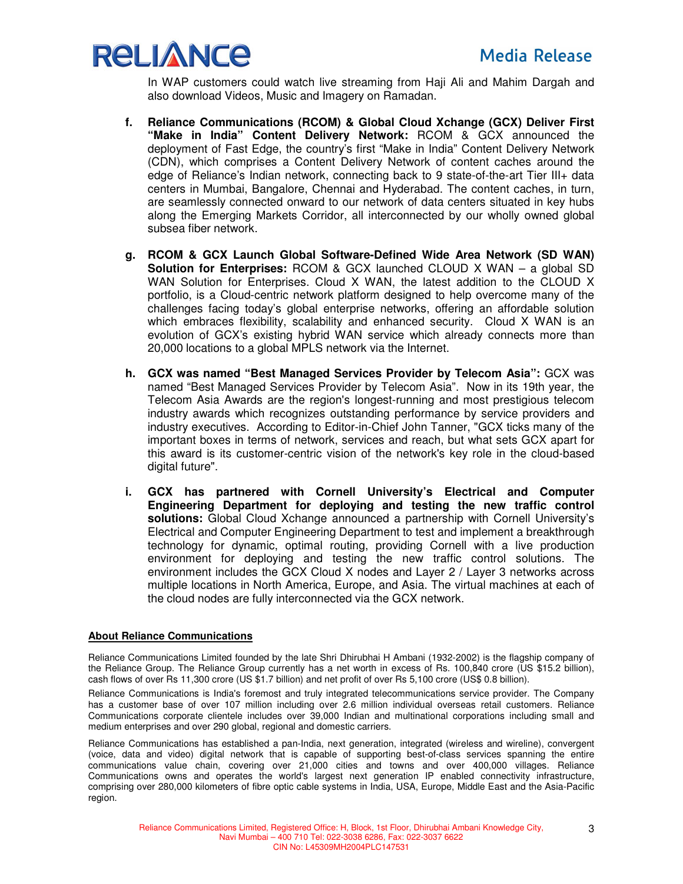In WAP customers could watch live streaming from Haji Ali and Mahim Dargah and also download Videos, Music and Imagery on Ramadan.

f. **Reliance Communications (RCOM) & Global Cloud Xchange (GCX) Deliver First "Make in India" Content Delivery Network:** RCOM & GCX announced the deployment of Fast Edge, the country's first "Make in India" Content Delivery Network (CDN), which comprises a Content Delivery Network of content caches around the edge of Reliance's Indian network, connecting back to 9 state-of-the-art Tier III+ data centers in Mumbai, Bangalore, Chennai and Hyderabad. The content caches, in turn, are seamlessly connected onward to our network of data centers situated in key hubs along the Emerging Markets Corridor, all interconnected by our wholly owned global subsea fiber network.

g. **RCOM & GCX Launch Global Software-Defined Wide Area Network (SD WAN) Solution for Enterprises:** RCOM & GCX launched CLOUD X WAN – a global SD WAN Solution for Enterprises. Cloud X WAN, the latest addition to the CLOUD X portfolio, is a Cloud-centric network platform designed to help overcome many of the challenges facing today's global enterprise networks, offering an affordable solution which embraces flexibility, scalability and enhanced security. Cloud X WAN is an evolution of GCX's existing hybrid WAN service which already connects more than 20,000 locations to a global MPLS network via the Internet.

h. **GCX was named "Best Managed Services Provider by Telecom Asia":** GCX was named "Best Managed Services Provider by Telecom Asia". Now in its 19th year, the Telecom Asia Awards are the region's longest-running and most prestigious telecom industry awards which recognizes outstanding performance by service providers and industry executives. According to Editor-in-Chief John Tanner, "GCX ticks many of the important boxes in terms of network, services and reach, but what sets GCX apart for this award is its customer-centric vision of the network's key role in the cloud-based digital future".

i. **GCX has partnered with Cornell University's Electrical and Computer Engineering Department for deploying and testing the new traffic control solutions:** Global Cloud Xchange announced a partnership with Cornell University's Electrical and Computer Engineering Department to test and implement a breakthrough technology for dynamic, optimal routing, providing Cornell with a live production environment for deploying and testing the new traffic control solutions. The environment includes the GCX Cloud X nodes and Layer 2 / Layer 3 networks across multiple locations in North America, Europe, and Asia. The virtual machines at each of the cloud nodes are fully interconnected via the GCX network.

**About Reliance Communications**

Reliance Communications Limited founded by the late Shri Dhirubhai H Ambani (1932-2002) is the flagship company of the Reliance Group. The Reliance Group currently has a net worth in excess of Rs. 100,840 crore (US $15.2 billion), cash flows of over Rs 11,300 crore (US $1.7 billion) and net profit of over Rs 5,100 crore (US$ 0.8 billion).

Reliance Communications is India's foremost and truly integrated telecommunications service provider. The Company has a customer base of over 107 million including over 2.6 million individual overseas retail customers. Reliance Communications corporate clientele includes over 39,000 Indian and multinational corporations including small and medium enterprises and over 290 global, regional and domestic carriers.

Reliance Communications has established a pan-India, next generation, integrated (wireless and wireline), convergent (voice, data and video) digital network that is capable of supporting best-of-class services spanning the entire communications value chain, covering over 21,000 cities and towns and over 400,000 villages. Reliance Communications owns and operates the world's largest next generation IP enabled connectivity infrastructure, comprising over 280,000 kilometers of fibre optic cable systems in India, USA, Europe, Middle East and the Asia-Pacific region.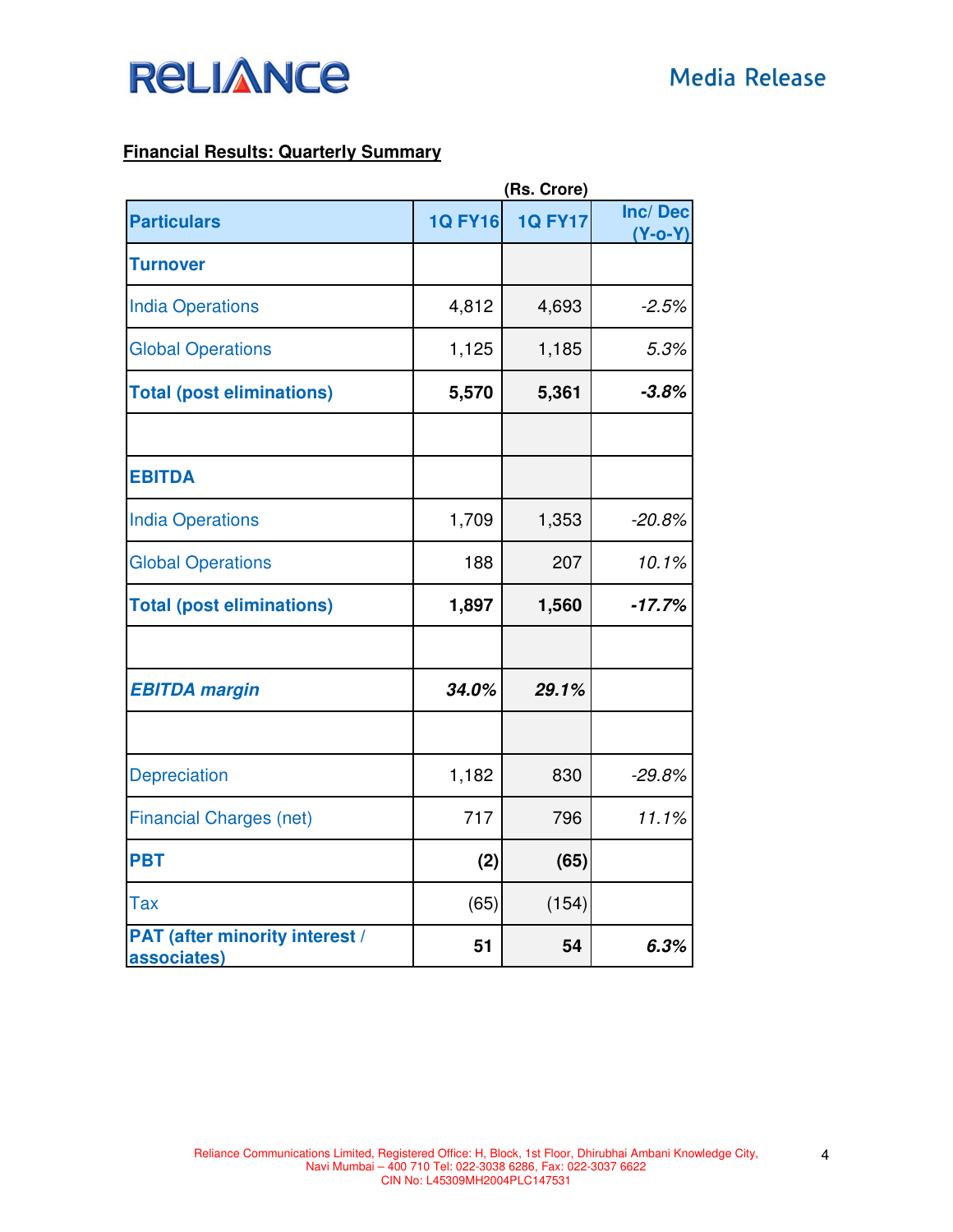## Financial Results: Quarterly Summary

(Rs. Crore)

| Particulars | 1Q FY16 | 1Q FY17 | Inc/ Dec (Y-o-Y) |
|---|---|---|---|
| **Turnover** | | | |
| India Operations | 4,812 | 4,693 | *-2.5%* |
| Global Operations | 1,125 | 1,185 | *5.3%* |
| **Total (post eliminations)** | **5,570** | **5,361** | ***-3.8%*** |
| | | | |
| **EBITDA** | | | |
| India Operations | 1,709 | 1,353 | *-20.8%* |
| Global Operations | 188 | 207 | *10.1%* |
| **Total (post eliminations)** | **1,897** | **1,560** | ***-17.7%*** |
| | | | |
| ***EBITDA margin*** | ***34.0%*** | ***29.1%*** | |
| | | | |
| Depreciation | 1,182 | 830 | *-29.8%* |
| Financial Charges (net) | 717 | 796 | *11.1%* |
| **PBT** | **(2)** | **(65)** | |
| Tax | (65) | (154) | |
| **PAT (after minority interest / associates)** | **51** | **54** | ***6.3%*** |

Reliance Communications Limited, Registered Office: H, Block, 1st Floor, Dhirubhai Ambani Knowledge City, Navi Mumbai – 400 710 Tel: 022-3038 6286, Fax: 022-3037 6622
CIN No: L45309MH2004PLC147531